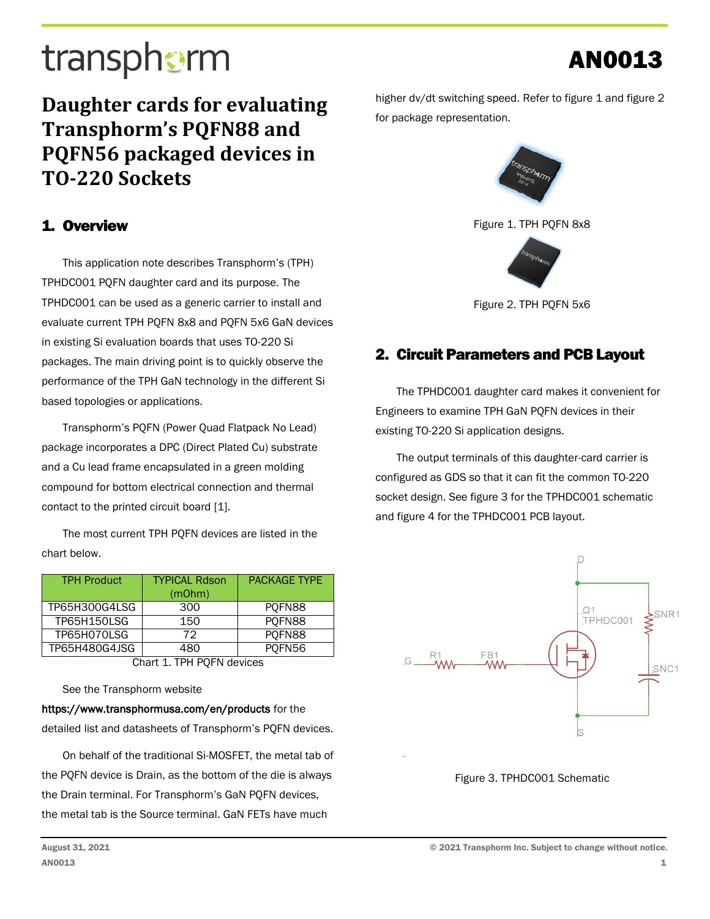transphorm

# AN0013

# Daughter cards for evaluating Transphorm's PQFN88 and PQFN56 packaged devices in TO-220 Sockets

## 1. Overview

This application note describes Transphorm's (TPH) TPHDC001 PQFN daughter card and its purpose. The TPHDC001 can be used as a generic carrier to install and evaluate current TPH PQFN 8x8 and PQFN 5x6 GaN devices in existing Si evaluation boards that uses TO-220 Si packages. The main driving point is to quickly observe the performance of the TPH GaN technology in the different Si based topologies or applications.

Transphorm's PQFN (Power Quad Flatpack No Lead) package incorporates a DPC (Direct Plated Cu) substrate and a Cu lead frame encapsulated in a green molding compound for bottom electrical connection and thermal contact to the printed circuit board [1].

The most current TPH PQFN devices are listed in the chart below.

| TPH Product | TYPICAL Rdson (mOhm) | PACKAGE TYPE |
|---|---|---|
| TP65H300G4LSG | 300 | PQFN88 |
| TP65H150LSG | 150 | PQFN88 |
| TP65H070LSG | 72 | PQFN88 |
| TP65H480G4JSG | 480 | PQFN56 |

Chart 1. TPH PQFN devices

See the Transphorm website https://www.transphormusa.com/en/products for the detailed list and datasheets of Transphorm's PQFN devices.

On behalf of the traditional Si-MOSFET, the metal tab of the PQFN device is Drain, as the bottom of the die is always the Drain terminal. For Transphorm's GaN PQFN devices, the metal tab is the Source terminal. GaN FETs have much higher dv/dt switching speed. Refer to figure 1 and figure 2 for package representation.

Figure 1. TPH PQFN 8x8

Figure 2. TPH PQFN 5x6

## 2. Circuit Parameters and PCB Layout

The TPHDC001 daughter card makes it convenient for Engineers to examine TPH GaN PQFN devices in their existing TO-220 Si application designs.

The output terminals of this daughter-card carrier is configured as GDS so that it can fit the common TO-220 socket design. See figure 3 for the TPHDC001 schematic and figure 4 for the TPHDC001 PCB layout.

Figure 3. TPHDC001 Schematic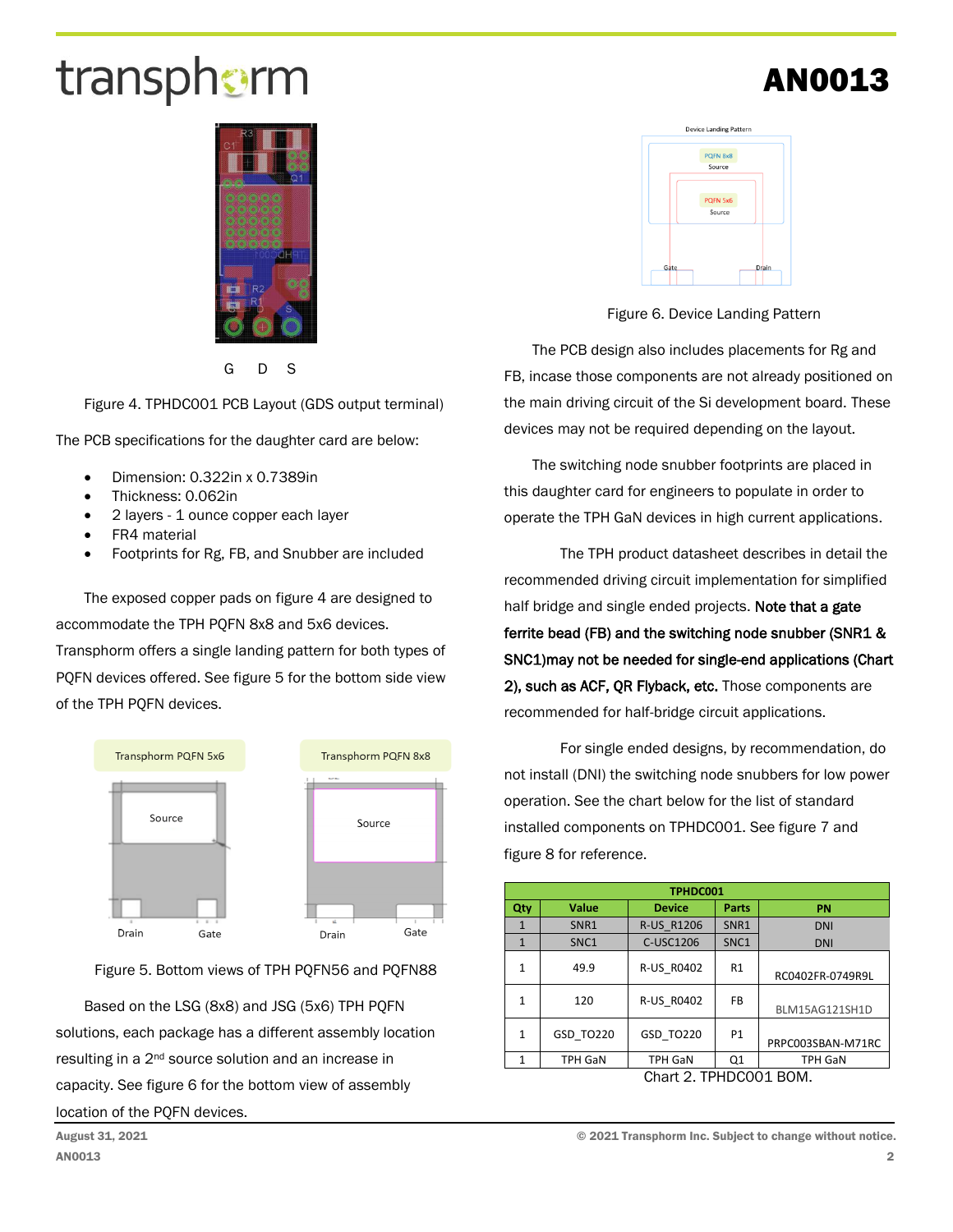G D S

Figure 4. TPHDC001 PCB Layout (GDS output terminal)

The PCB specifications for the daughter card are below:

- Dimension: 0.322in x 0.7389in
- Thickness: 0.062in
- 2 layers - 1 ounce copper each layer
- FR4 material
- Footprints for Rg, FB, and Snubber are included

The exposed copper pads on figure 4 are designed to accommodate the TPH PQFN 8x8 and 5x6 devices. Transphorm offers a single landing pattern for both types of PQFN devices offered. See figure 5 for the bottom side view of the TPH PQFN devices.

Figure 5. Bottom views of TPH PQFN56 and PQFN88

Based on the LSG (8x8) and JSG (5x6) TPH PQFN solutions, each package has a different assembly location resulting in a 2nd source solution and an increase in capacity. See figure 6 for the bottom view of assembly location of the PQFN devices.

Figure 6. Device Landing Pattern

The PCB design also includes placements for Rg and FB, incase those components are not already positioned on the main driving circuit of the Si development board. These devices may not be required depending on the layout.

The switching node snubber footprints are placed in this daughter card for engineers to populate in order to operate the TPH GaN devices in high current applications.

The TPH product datasheet describes in detail the recommended driving circuit implementation for simplified half bridge and single ended projects. **Note that a gate ferrite bead (FB) and the switching node snubber (SNR1 & SNC1)may not be needed for single-end applications (Chart 2), such as ACF, QR Flyback, etc.** Those components are recommended for half-bridge circuit applications.

For single ended designs, by recommendation, do not install (DNI) the switching node snubbers for low power operation. See the chart below for the list of standard installed components on TPHDC001. See figure 7 and figure 8 for reference.

| TPHDC001 | | | | |
|---|---|---|---|---|
| Qty | Value | Device | Parts | PN |
| 1 | SNR1 | R-US_R1206 | SNR1 | DNI |
| 1 | SNC1 | C-USC1206 | SNC1 | DNI |
| 1 | 49.9 | R-US_R0402 | R1 | RC0402FR-0749R9L |
| 1 | 120 | R-US_R0402 | FB | BLM15AG121SH1D |
| 1 | GSD_TO220 | GSD_TO220 | P1 | PRPC003SBAN-M71RC |
| 1 | TPH GaN | TPH GaN | Q1 | TPH GaN |

Chart 2. TPHDC001 BOM.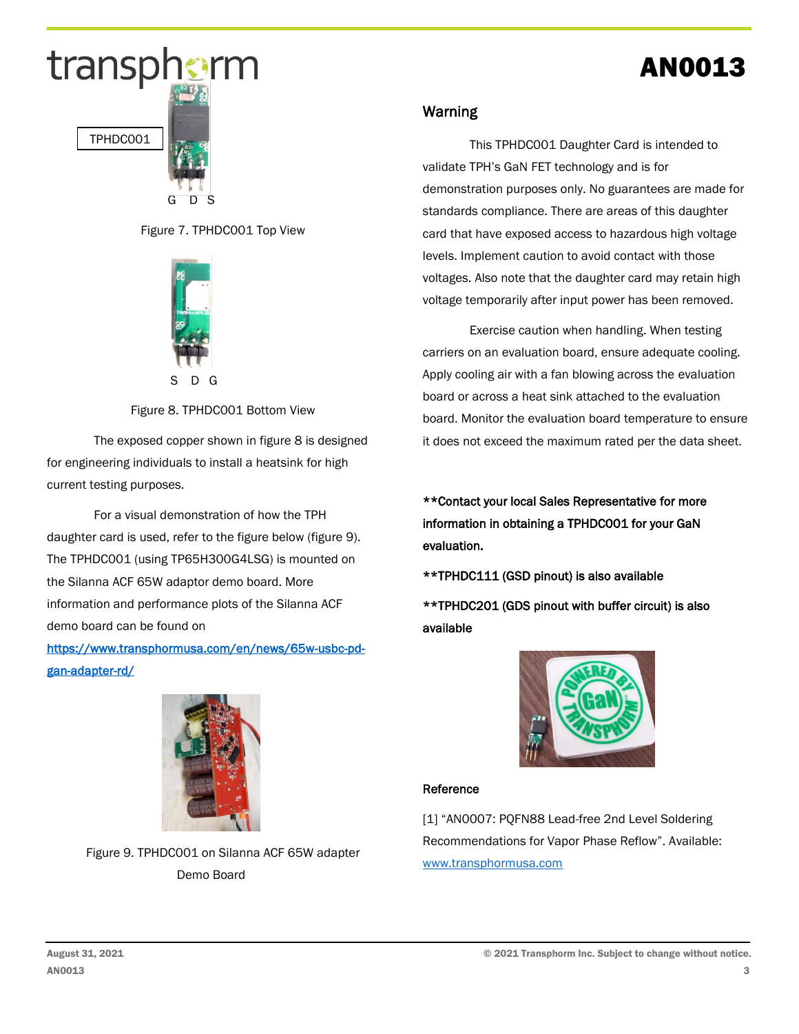TPHDC001

G D S

Figure 7. TPHDC001 Top View

S D G

Figure 8. TPHDC001 Bottom View

The exposed copper shown in figure 8 is designed for engineering individuals to install a heatsink for high current testing purposes.

For a visual demonstration of how the TPH daughter card is used, refer to the figure below (figure 9). The TPHDC001 (using TP65H300G4LSG) is mounted on the Silanna ACF 65W adaptor demo board. More information and performance plots of the Silanna ACF demo board can be found on https://www.transphormusa.com/en/news/65w-usbc-pd-gan-adapter-rd/

Figure 9. TPHDC001 on Silanna ACF 65W adapter Demo Board

## Warning

This TPHDC001 Daughter Card is intended to validate TPH's GaN FET technology and is for demonstration purposes only. No guarantees are made for standards compliance. There are areas of this daughter card that have exposed access to hazardous high voltage levels. Implement caution to avoid contact with those voltages. Also note that the daughter card may retain high voltage temporarily after input power has been removed.

Exercise caution when handling. When testing carriers on an evaluation board, ensure adequate cooling. Apply cooling air with a fan blowing across the evaluation board or across a heat sink attached to the evaluation board. Monitor the evaluation board temperature to ensure it does not exceed the maximum rated per the data sheet.

****Contact your local Sales Representative for more information in obtaining a TPHDC001 for your GaN evaluation.**

****TPHDC111 (GSD pinout) is also available**

****TPHDC201 (GDS pinout with buffer circuit) is also available**

## Reference

[1] "AN0007: PQFN88 Lead-free 2nd Level Soldering Recommendations for Vapor Phase Reflow". Available: www.transphormusa.com